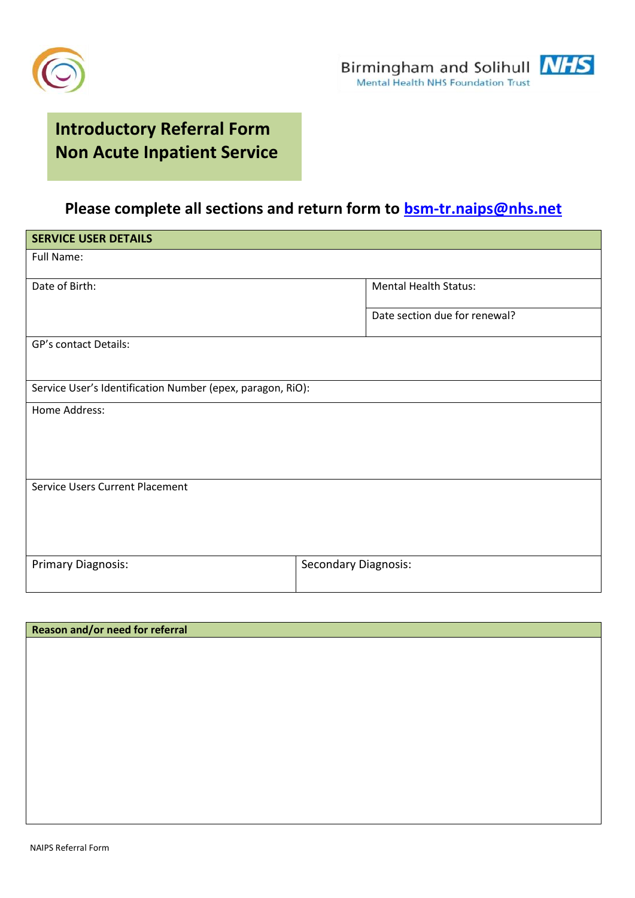Birmingham and Solihull **NHS**
Mental Health NHS Foundation Trust

# Introductory Referral Form
# Non Acute Inpatient Service

**Please complete all sections and return form to bsm-tr.naips@nhs.net**

| SERVICE USER DETAILS | |
|---|---|
| Full Name: | |
| Date of Birth: | Mental Health Status: |
| | Date section due for renewal? |
| GP's contact Details: | |
| Service User's Identification Number (epex, paragon, RiO): | |
| Home Address: | |
| Service Users Current Placement | |
| Primary Diagnosis: | Secondary Diagnosis: |

| Reason and/or need for referral |
|---|
| |

NAIPS Referral Form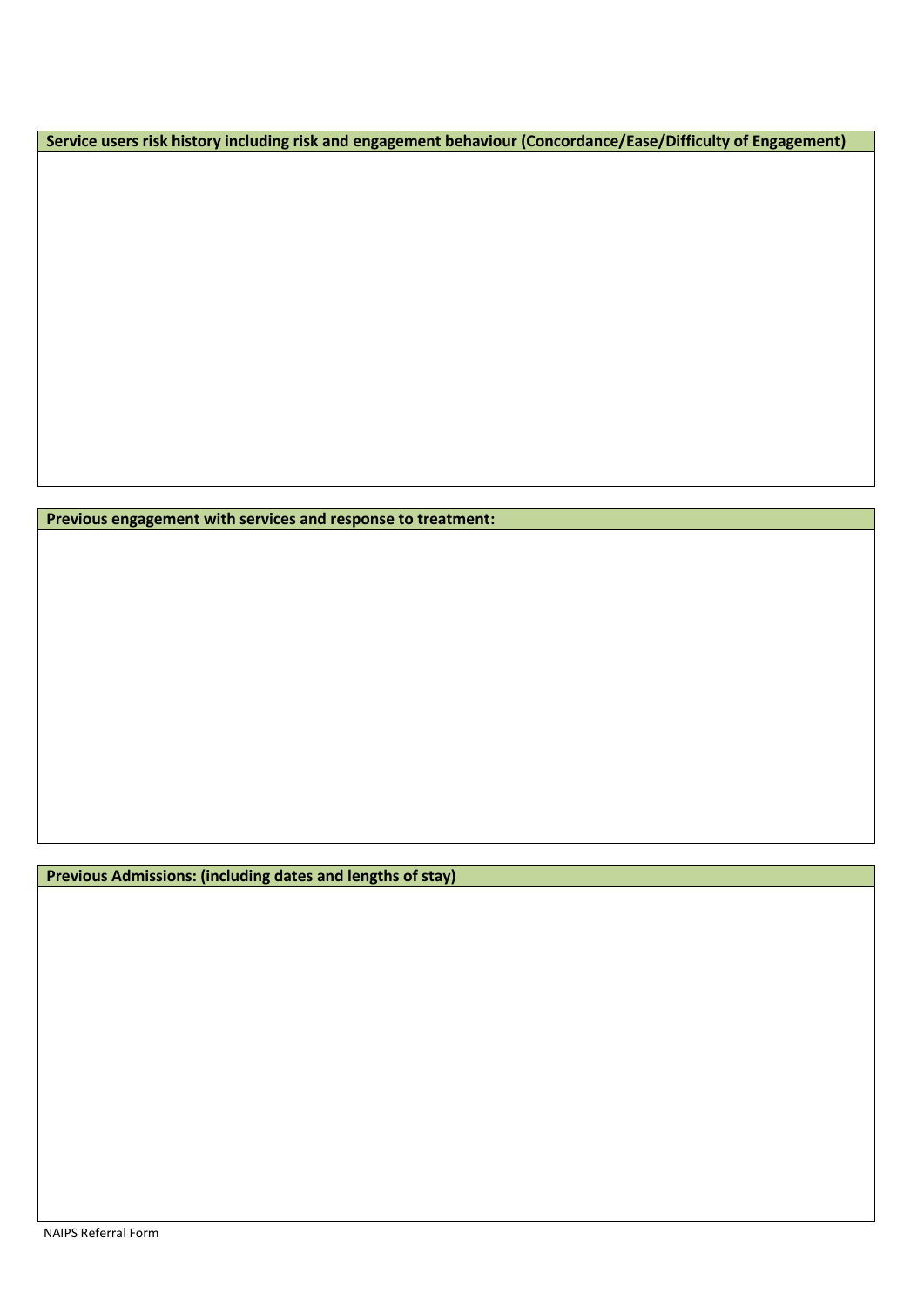| Service users risk history including risk and engagement behaviour (Concordance/Ease/Difficulty of Engagement) |
| --- |
| |

| Previous engagement with services and response to treatment: |
| --- |
| |

| Previous Admissions: (including dates and lengths of stay) |
| --- |
| |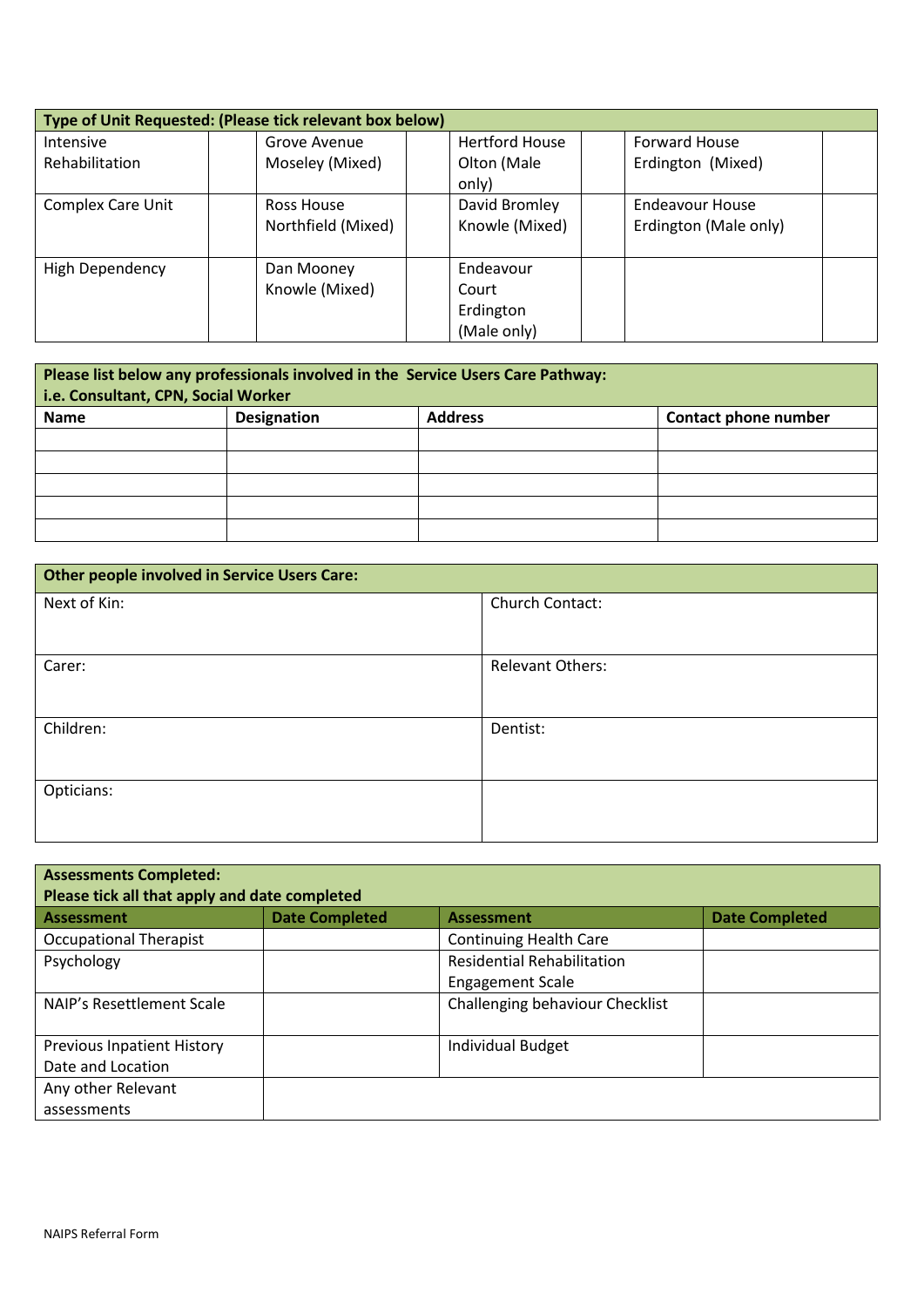| Type of Unit Requested: (Please tick relevant box below) | | | | | | | |
|---|---|---|---|---|---|---|---|
| Intensive Rehabilitation | | Grove Avenue Moseley (Mixed) | | Hertford House Olton (Male only) | | Forward House Erdington (Mixed) | |
| Complex Care Unit | | Ross House Northfield (Mixed) | | David Bromley Knowle (Mixed) | | Endeavour House Erdington (Male only) | |
| High Dependency | | Dan Mooney Knowle (Mixed) | | Endeavour Court Erdington (Male only) | | | |

| Please list below any professionals involved in the Service Users Care Pathway: i.e. Consultant, CPN, Social Worker | | | |
|---|---|---|---|
| **Name** | **Designation** | **Address** | **Contact phone number** |
| | | | |
| | | | |
| | | | |
| | | | |
| | | | |

| Other people involved in Service Users Care: | |
|---|---|
| Next of Kin: | Church Contact: |
| Carer: | Relevant Others: |
| Children: | Dentist: |
| Opticians: | |

| Assessments Completed: Please tick all that apply and date completed | | | |
|---|---|---|---|
| **Assessment** | **Date Completed** | **Assessment** | **Date Completed** |
| Occupational Therapist | | Continuing Health Care | |
| Psychology | | Residential Rehabilitation Engagement Scale | |
| NAIP's Resettlement Scale | | Challenging behaviour Checklist | |
| Previous Inpatient History Date and Location | | Individual Budget | |
| Any other Relevant assessments | | | |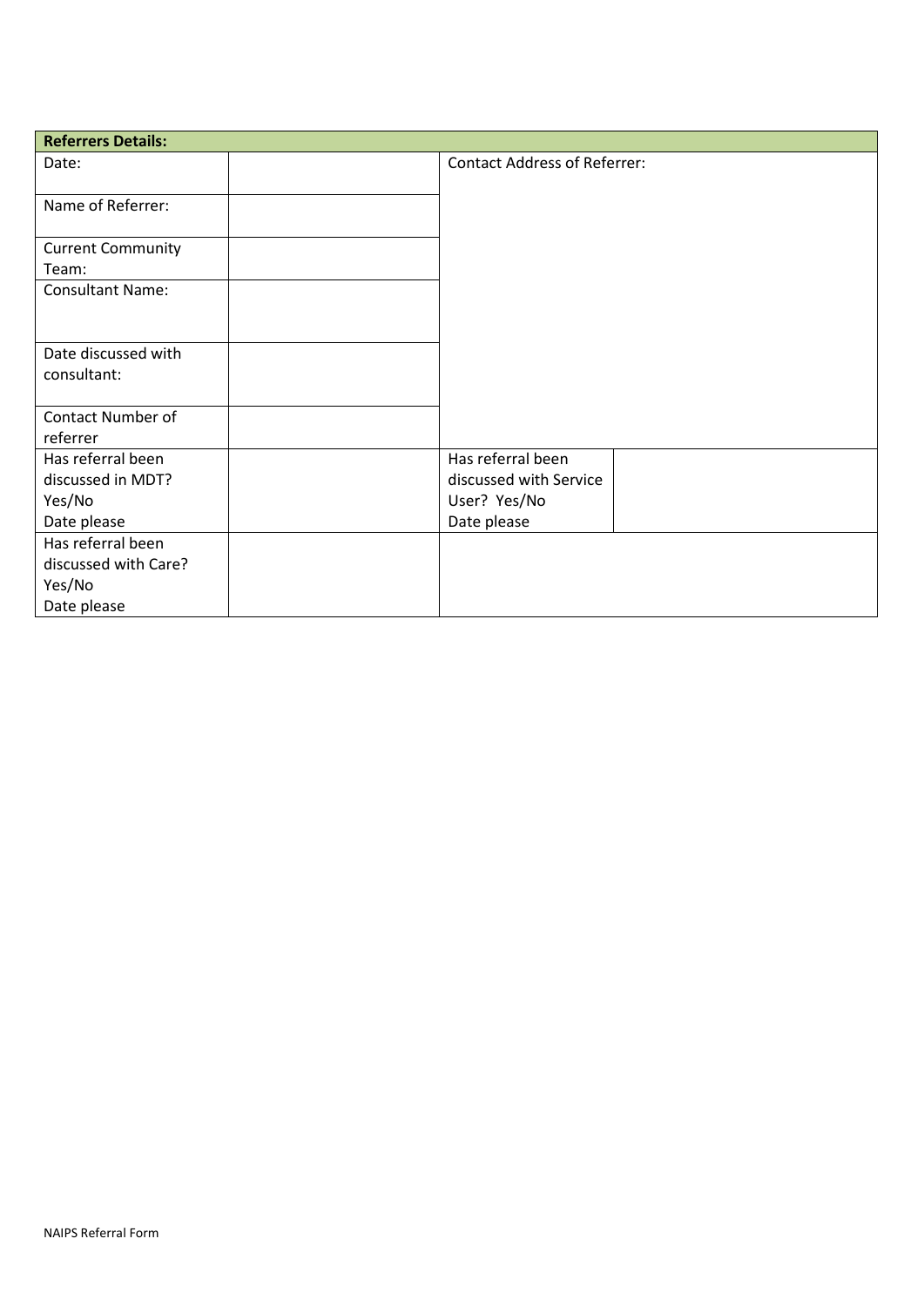| Referrers Details: | | | |
|---|---|---|---|
| Date: | | Contact Address of Referrer: | |
| Name of Referrer: | | | |
| Current Community Team: | | | |
| Consultant Name: | | | |
| Date discussed with consultant: | | | |
| Contact Number of referrer | | | |
| Has referral been discussed in MDT? Yes/No Date please | | Has referral been discussed with Service User? Yes/No Date please | |
| Has referral been discussed with Care? Yes/No Date please | | | |

NAIPS Referral Form